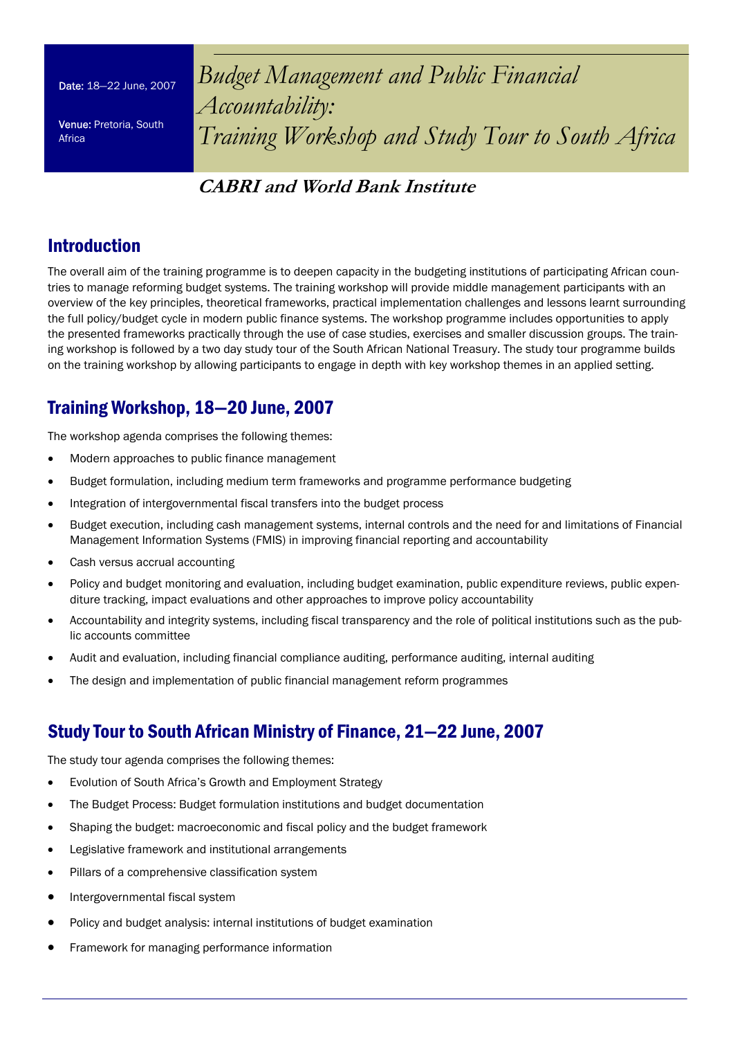Date: 18—22 June, 2007

Venue: Pretoria, South Africa

# *Budget Management and Public Financial Accountability: Training Workshop and Study Tour to South Africa*

**CABRI and World Bank Institute**

## Introduction

The overall aim of the training programme is to deepen capacity in the budgeting institutions of participating African countries to manage reforming budget systems. The training workshop will provide middle management participants with an overview of the key principles, theoretical frameworks, practical implementation challenges and lessons learnt surrounding the full policy/budget cycle in modern public finance systems. The workshop programme includes opportunities to apply the presented frameworks practically through the use of case studies, exercises and smaller discussion groups. The training workshop is followed by a two day study tour of the South African National Treasury. The study tour programme builds on the training workshop by allowing participants to engage in depth with key workshop themes in an applied setting.

## Training Workshop, 18—20 June, 2007

The workshop agenda comprises the following themes:

- Modern approaches to public finance management
- Budget formulation, including medium term frameworks and programme performance budgeting
- Integration of intergovernmental fiscal transfers into the budget process
- Budget execution, including cash management systems, internal controls and the need for and limitations of Financial Management Information Systems (FMIS) in improving financial reporting and accountability
- Cash versus accrual accounting
- Policy and budget monitoring and evaluation, including budget examination, public expenditure reviews, public expenditure tracking, impact evaluations and other approaches to improve policy accountability
- Accountability and integrity systems, including fiscal transparency and the role of political institutions such as the public accounts committee
- Audit and evaluation, including financial compliance auditing, performance auditing, internal auditing
- The design and implementation of public financial management reform programmes

## Study Tour to South African Ministry of Finance, 21—22 June, 2007

The study tour agenda comprises the following themes:

- Evolution of South Africa's Growth and Employment Strategy
- The Budget Process: Budget formulation institutions and budget documentation
- Shaping the budget: macroeconomic and fiscal policy and the budget framework
- Legislative framework and institutional arrangements
- Pillars of a comprehensive classification system
- Intergovernmental fiscal system
- Policy and budget analysis: internal institutions of budget examination
- Framework for managing performance information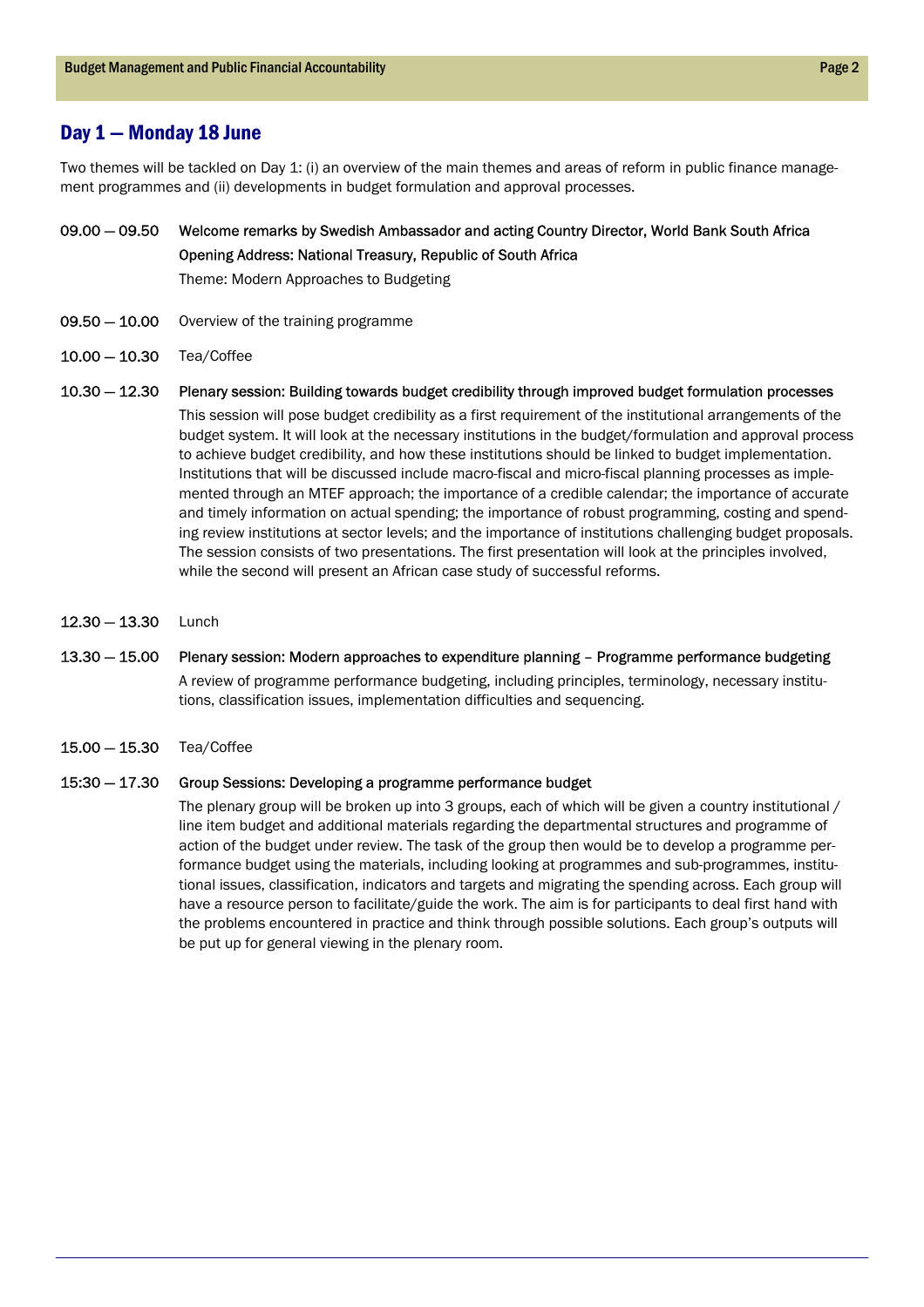## Day 1 — Monday 18 June

Two themes will be tackled on Day 1: (i) an overview of the main themes and areas of reform in public finance management programmes and (ii) developments in budget formulation and approval processes.

**09.00 — 09.50** Welcome remarks by Swedish Ambassador and acting Country Director, World Bank South Africa

Opening Address: National Treasury, Republic of South Africa

Theme: Modern Approaches to Budgeting

**09.50 — 10.00** Overview of the training programme

**10.00 — 10.30** Tea/Coffee

**10.30 — 12.30** Plenary session: Building towards budget credibility through improved budget formulation processes

This session will pose budget credibility as a first requirement of the institutional arrangements of the budget system. It will look at the necessary institutions in the budget/formulation and approval process to achieve budget credibility, and how these institutions should be linked to budget implementation. Institutions that will be discussed include macro-fiscal and micro-fiscal planning processes as implemented through an MTEF approach; the importance of a credible calendar; the importance of accurate and timely information on actual spending; the importance of robust programming, costing and spending review institutions at sector levels; and the importance of institutions challenging budget proposals. The session consists of two presentations. The first presentation will look at the principles involved, while the second will present an African case study of successful reforms.

**12.30 — 13.30** Lunch

**13.30 — 15.00** Plenary session: Modern approaches to expenditure planning – Programme performance budgeting

A review of programme performance budgeting, including principles, terminology, necessary institutions, classification issues, implementation difficulties and sequencing.

**15.00 — 15.30** Tea/Coffee

**15:30 — 17.30** Group Sessions: Developing a programme performance budget

The plenary group will be broken up into 3 groups, each of which will be given a country institutional / line item budget and additional materials regarding the departmental structures and programme of action of the budget under review. The task of the group then would be to develop a programme performance budget using the materials, including looking at programmes and sub-programmes, institutional issues, classification, indicators and targets and migrating the spending across. Each group will have a resource person to facilitate/guide the work. The aim is for participants to deal first hand with the problems encountered in practice and think through possible solutions. Each group's outputs will be put up for general viewing in the plenary room.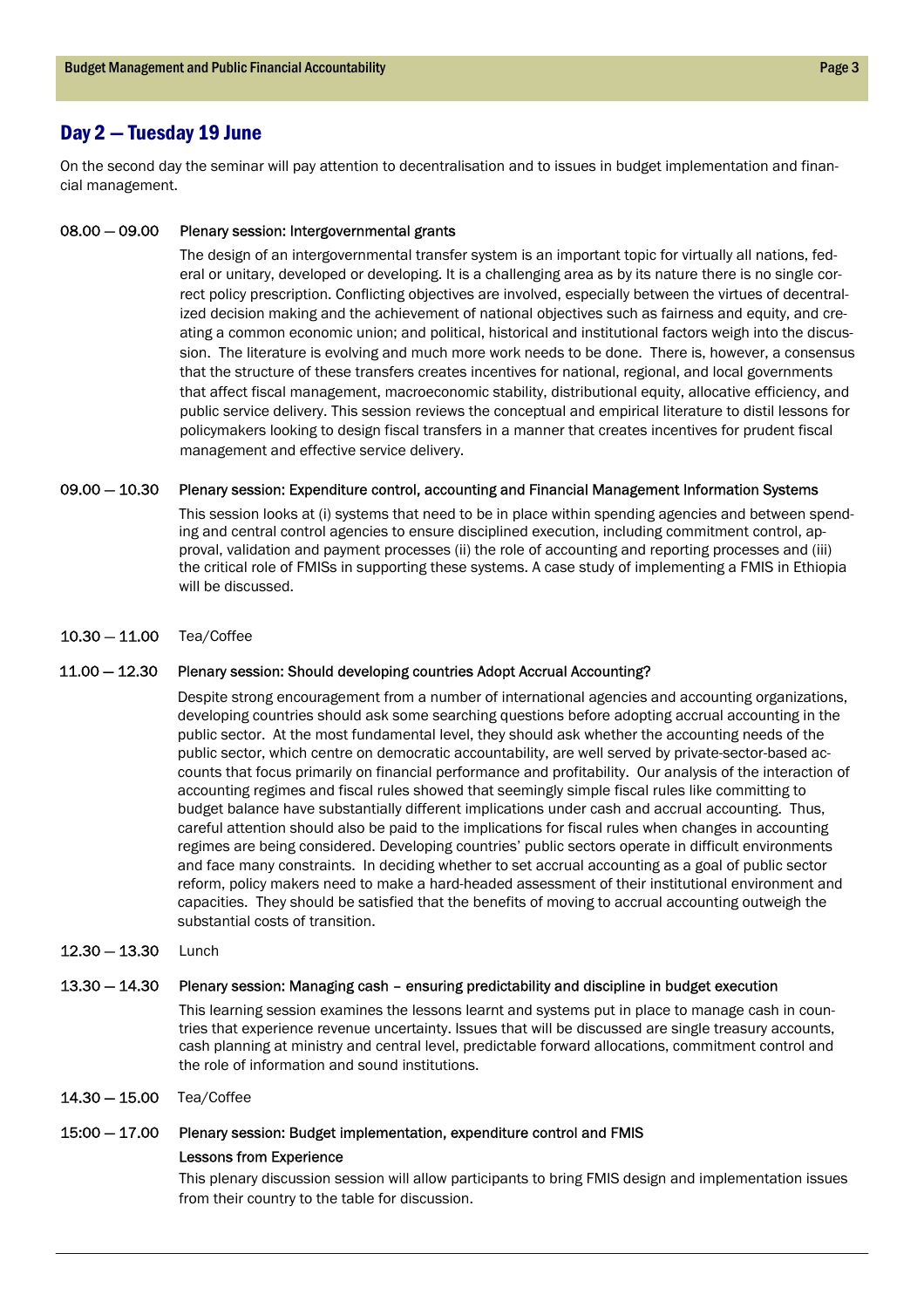## Day 2 — Tuesday 19 June

On the second day the seminar will pay attention to decentralisation and to issues in budget implementation and financial management.

**08.00 — 09.00 Plenary session: Intergovernmental grants**

The design of an intergovernmental transfer system is an important topic for virtually all nations, federal or unitary, developed or developing. It is a challenging area as by its nature there is no single correct policy prescription. Conflicting objectives are involved, especially between the virtues of decentralized decision making and the achievement of national objectives such as fairness and equity, and creating a common economic union; and political, historical and institutional factors weigh into the discussion. The literature is evolving and much more work needs to be done. There is, however, a consensus that the structure of these transfers creates incentives for national, regional, and local governments that affect fiscal management, macroeconomic stability, distributional equity, allocative efficiency, and public service delivery. This session reviews the conceptual and empirical literature to distil lessons for policymakers looking to design fiscal transfers in a manner that creates incentives for prudent fiscal management and effective service delivery.

**09.00 — 10.30 Plenary session: Expenditure control, accounting and Financial Management Information Systems**

This session looks at (i) systems that need to be in place within spending agencies and between spending and central control agencies to ensure disciplined execution, including commitment control, approval, validation and payment processes (ii) the role of accounting and reporting processes and (iii) the critical role of FMISs in supporting these systems. A case study of implementing a FMIS in Ethiopia will be discussed.

**10.30 — 11.00** Tea/Coffee

**11.00 — 12.30 Plenary session: Should developing countries Adopt Accrual Accounting?**

Despite strong encouragement from a number of international agencies and accounting organizations, developing countries should ask some searching questions before adopting accrual accounting in the public sector. At the most fundamental level, they should ask whether the accounting needs of the public sector, which centre on democratic accountability, are well served by private-sector-based accounts that focus primarily on financial performance and profitability. Our analysis of the interaction of accounting regimes and fiscal rules showed that seemingly simple fiscal rules like committing to budget balance have substantially different implications under cash and accrual accounting. Thus, careful attention should also be paid to the implications for fiscal rules when changes in accounting regimes are being considered. Developing countries' public sectors operate in difficult environments and face many constraints. In deciding whether to set accrual accounting as a goal of public sector reform, policy makers need to make a hard-headed assessment of their institutional environment and capacities. They should be satisfied that the benefits of moving to accrual accounting outweigh the substantial costs of transition.

**12.30 — 13.30** Lunch

**13.30 — 14.30 Plenary session: Managing cash – ensuring predictability and discipline in budget execution**

This learning session examines the lessons learnt and systems put in place to manage cash in countries that experience revenue uncertainty. Issues that will be discussed are single treasury accounts, cash planning at ministry and central level, predictable forward allocations, commitment control and the role of information and sound institutions.

**14.30 — 15.00** Tea/Coffee

**15:00 — 17.00 Plenary session: Budget implementation, expenditure control and FMIS**

**Lessons from Experience**

This plenary discussion session will allow participants to bring FMIS design and implementation issues from their country to the table for discussion.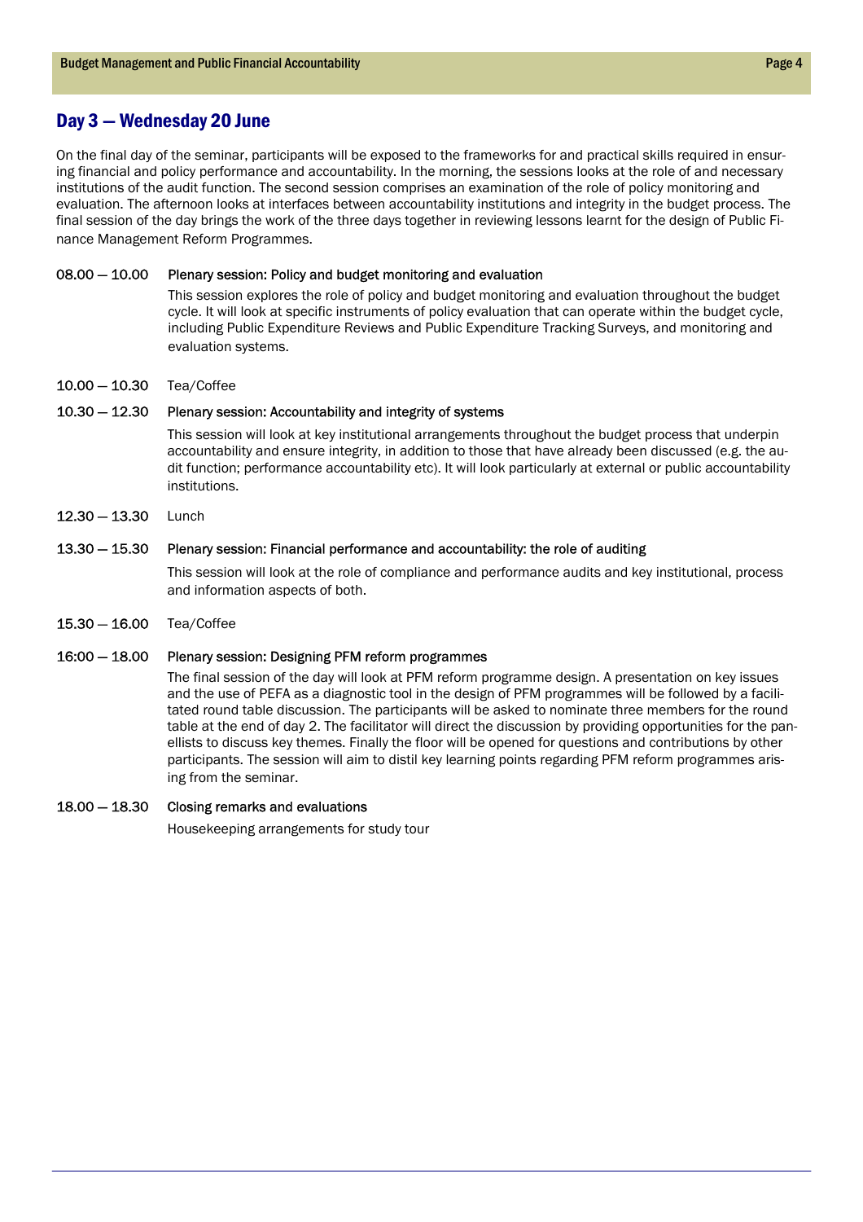## Day 3 — Wednesday 20 June

On the final day of the seminar, participants will be exposed to the frameworks for and practical skills required in ensuring financial and policy performance and accountability. In the morning, the sessions looks at the role of and necessary institutions of the audit function. The second session comprises an examination of the role of policy monitoring and evaluation. The afternoon looks at interfaces between accountability institutions and integrity in the budget process. The final session of the day brings the work of the three days together in reviewing lessons learnt for the design of Public Finance Management Reform Programmes.

**08.00 — 10.00 Plenary session: Policy and budget monitoring and evaluation**

This session explores the role of policy and budget monitoring and evaluation throughout the budget cycle. It will look at specific instruments of policy evaluation that can operate within the budget cycle, including Public Expenditure Reviews and Public Expenditure Tracking Surveys, and monitoring and evaluation systems.

**10.00 — 10.30** Tea/Coffee

**10.30 — 12.30 Plenary session: Accountability and integrity of systems**

This session will look at key institutional arrangements throughout the budget process that underpin accountability and ensure integrity, in addition to those that have already been discussed (e.g. the audit function; performance accountability etc). It will look particularly at external or public accountability institutions.

**12.30 — 13.30** Lunch

**13.30 — 15.30 Plenary session: Financial performance and accountability: the role of auditing**

This session will look at the role of compliance and performance audits and key institutional, process and information aspects of both.

**15.30 — 16.00** Tea/Coffee

**16:00 — 18.00 Plenary session: Designing PFM reform programmes**

The final session of the day will look at PFM reform programme design. A presentation on key issues and the use of PEFA as a diagnostic tool in the design of PFM programmes will be followed by a facilitated round table discussion. The participants will be asked to nominate three members for the round table at the end of day 2. The facilitator will direct the discussion by providing opportunities for the panellists to discuss key themes. Finally the floor will be opened for questions and contributions by other participants. The session will aim to distil key learning points regarding PFM reform programmes arising from the seminar.

**18.00 — 18.30 Closing remarks and evaluations**

Housekeeping arrangements for study tour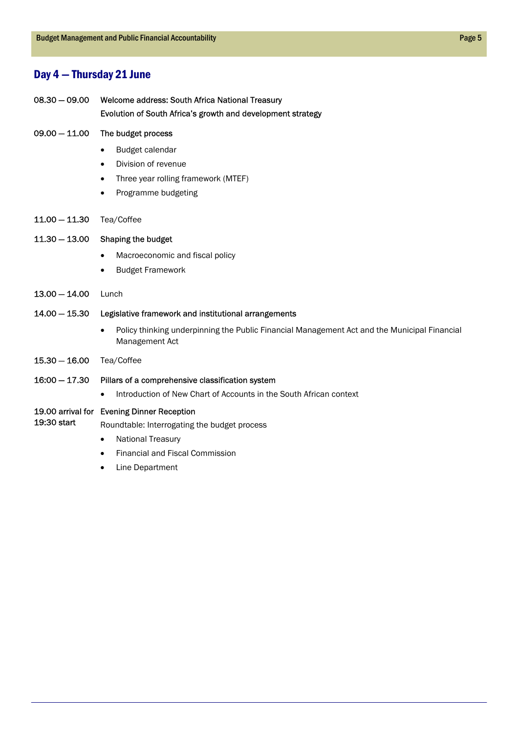## Day 4 — Thursday 21 June

**08.30 — 09.00** Welcome address: South Africa National Treasury
Evolution of South Africa's growth and development strategy

**09.00 — 11.00** The budget process

- Budget calendar
- Division of revenue
- Three year rolling framework (MTEF)
- Programme budgeting

**11.00 — 11.30** Tea/Coffee

**11.30 — 13.00** Shaping the budget

- Macroeconomic and fiscal policy
- Budget Framework

**13.00 — 14.00** Lunch

**14.00 — 15.30** Legislative framework and institutional arrangements

- Policy thinking underpinning the Public Financial Management Act and the Municipal Financial Management Act

**15.30 — 16.00** Tea/Coffee

**16:00 — 17.30** Pillars of a comprehensive classification system

- Introduction of New Chart of Accounts in the South African context

**19.00 arrival for 19:30 start** Evening Dinner Reception

Roundtable: Interrogating the budget process

- National Treasury
- Financial and Fiscal Commission
- Line Department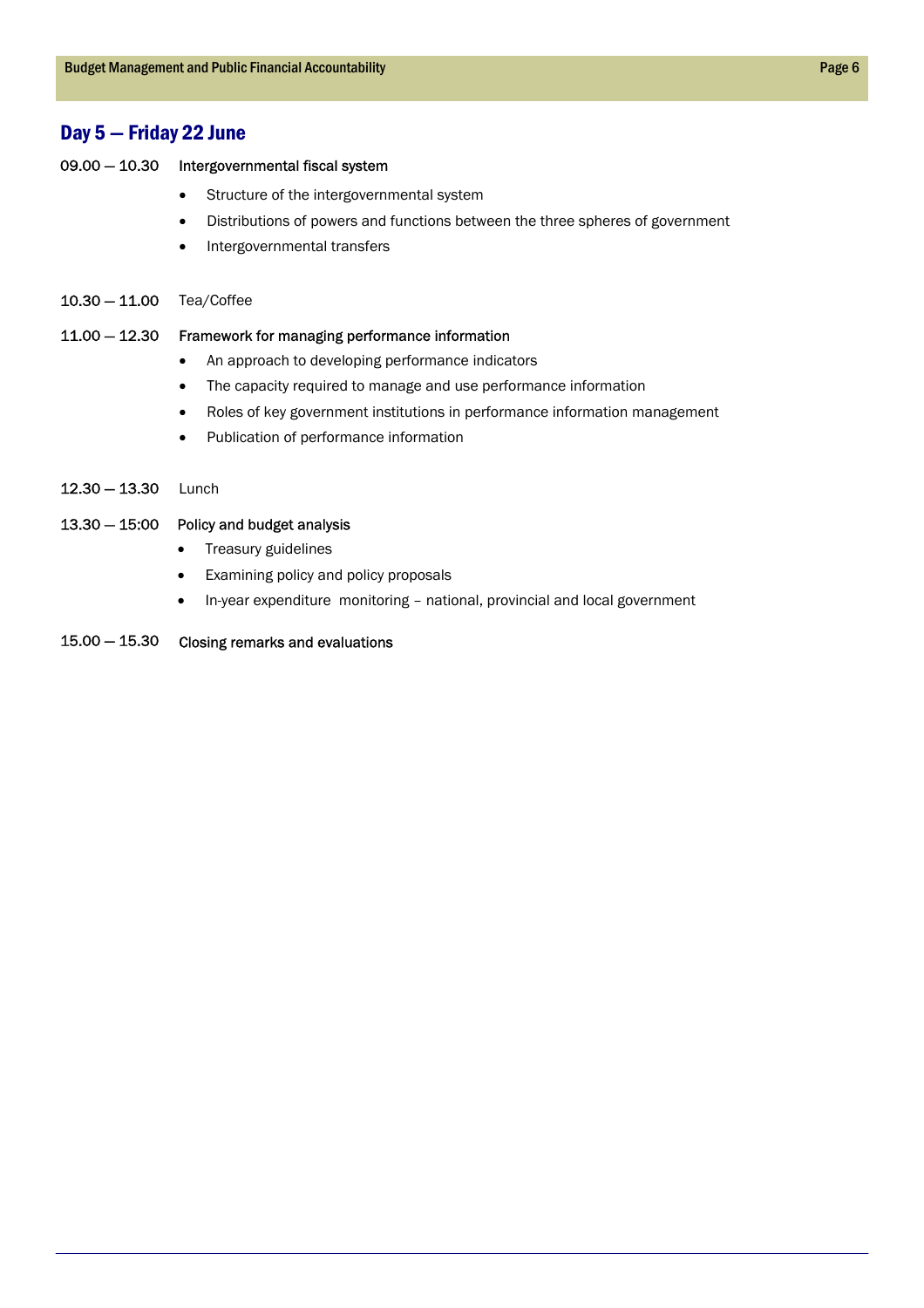## Day 5 — Friday 22 June

**09.00 — 10.30 Intergovernmental fiscal system**

- Structure of the intergovernmental system
- Distributions of powers and functions between the three spheres of government
- Intergovernmental transfers

10.30 — 11.00 Tea/Coffee

**11.00 — 12.30 Framework for managing performance information**

- An approach to developing performance indicators
- The capacity required to manage and use performance information
- Roles of key government institutions in performance information management
- Publication of performance information

12.30 — 13.30 Lunch

**13.30 — 15:00 Policy and budget analysis**

- Treasury guidelines
- Examining policy and policy proposals
- In-year expenditure monitoring – national, provincial and local government

**15.00 — 15.30 Closing remarks and evaluations**